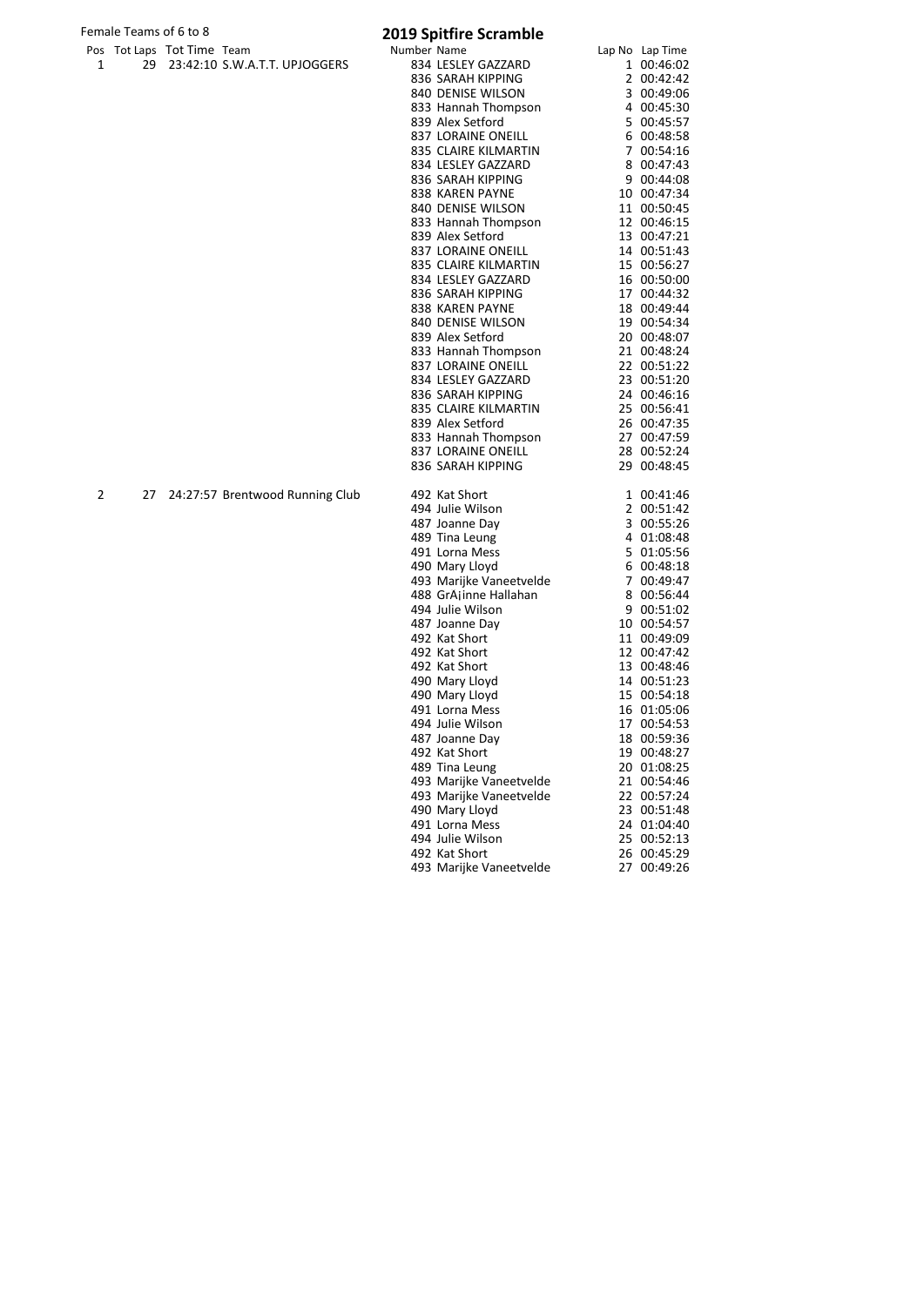Female Teams of 6 to 8

# 2019 Spitfire Scramble

| Pos | Tot Laps | Tot Time | Team | Number | Name | Lap No | Lap Time |
|---|---|---|---|---|---|---|---|
| 1 | 29 | 23:42:10 | S.W.A.T.T. UPJOGGERS | 834 | LESLEY GAZZARD | 1 | 00:46:02 |
| | | | | 836 | SARAH KIPPING | 2 | 00:42:42 |
| | | | | 840 | DENISE WILSON | 3 | 00:49:06 |
| | | | | 833 | Hannah Thompson | 4 | 00:45:30 |
| | | | | 839 | Alex Setford | 5 | 00:45:57 |
| | | | | 837 | LORAINE ONEILL | 6 | 00:48:58 |
| | | | | 835 | CLAIRE KILMARTIN | 7 | 00:54:16 |
| | | | | 834 | LESLEY GAZZARD | 8 | 00:47:43 |
| | | | | 836 | SARAH KIPPING | 9 | 00:44:08 |
| | | | | 838 | KAREN PAYNE | 10 | 00:47:34 |
| | | | | 840 | DENISE WILSON | 11 | 00:50:45 |
| | | | | 833 | Hannah Thompson | 12 | 00:46:15 |
| | | | | 839 | Alex Setford | 13 | 00:47:21 |
| | | | | 837 | LORAINE ONEILL | 14 | 00:51:43 |
| | | | | 835 | CLAIRE KILMARTIN | 15 | 00:56:27 |
| | | | | 834 | LESLEY GAZZARD | 16 | 00:50:00 |
| | | | | 836 | SARAH KIPPING | 17 | 00:44:32 |
| | | | | 838 | KAREN PAYNE | 18 | 00:49:44 |
| | | | | 840 | DENISE WILSON | 19 | 00:54:34 |
| | | | | 839 | Alex Setford | 20 | 00:48:07 |
| | | | | 833 | Hannah Thompson | 21 | 00:48:24 |
| | | | | 837 | LORAINE ONEILL | 22 | 00:51:22 |
| | | | | 834 | LESLEY GAZZARD | 23 | 00:51:20 |
| | | | | 836 | SARAH KIPPING | 24 | 00:46:16 |
| | | | | 835 | CLAIRE KILMARTIN | 25 | 00:56:41 |
| | | | | 839 | Alex Setford | 26 | 00:47:35 |
| | | | | 833 | Hannah Thompson | 27 | 00:47:59 |
| | | | | 837 | LORAINE ONEILL | 28 | 00:52:24 |
| | | | | 836 | SARAH KIPPING | 29 | 00:48:45 |
| 2 | 27 | 24:27:57 | Brentwood Running Club | 492 | Kat Short | 1 | 00:41:46 |
| | | | | 494 | Julie Wilson | 2 | 00:51:42 |
| | | | | 487 | Joanne Day | 3 | 00:55:26 |
| | | | | 489 | Tina Leung | 4 | 01:08:48 |
| | | | | 491 | Lorna Mess | 5 | 01:05:56 |
| | | | | 490 | Mary Lloyd | 6 | 00:48:18 |
| | | | | 493 | Marijke Vaneetvelde | 7 | 00:49:47 |
| | | | | 488 | GrA¡inne Hallahan | 8 | 00:56:44 |
| | | | | 494 | Julie Wilson | 9 | 00:51:02 |
| | | | | 487 | Joanne Day | 10 | 00:54:57 |
| | | | | 492 | Kat Short | 11 | 00:49:09 |
| | | | | 492 | Kat Short | 12 | 00:47:42 |
| | | | | 492 | Kat Short | 13 | 00:48:46 |
| | | | | 490 | Mary Lloyd | 14 | 00:51:23 |
| | | | | 490 | Mary Lloyd | 15 | 00:54:18 |
| | | | | 491 | Lorna Mess | 16 | 01:05:06 |
| | | | | 494 | Julie Wilson | 17 | 00:54:53 |
| | | | | 487 | Joanne Day | 18 | 00:59:36 |
| | | | | 492 | Kat Short | 19 | 00:48:27 |
| | | | | 489 | Tina Leung | 20 | 01:08:25 |
| | | | | 493 | Marijke Vaneetvelde | 21 | 00:54:46 |
| | | | | 493 | Marijke Vaneetvelde | 22 | 00:57:24 |
| | | | | 490 | Mary Lloyd | 23 | 00:51:48 |
| | | | | 491 | Lorna Mess | 24 | 01:04:40 |
| | | | | 494 | Julie Wilson | 25 | 00:52:13 |
| | | | | 492 | Kat Short | 26 | 00:45:29 |
| | | | | 493 | Marijke Vaneetvelde | 27 | 00:49:26 |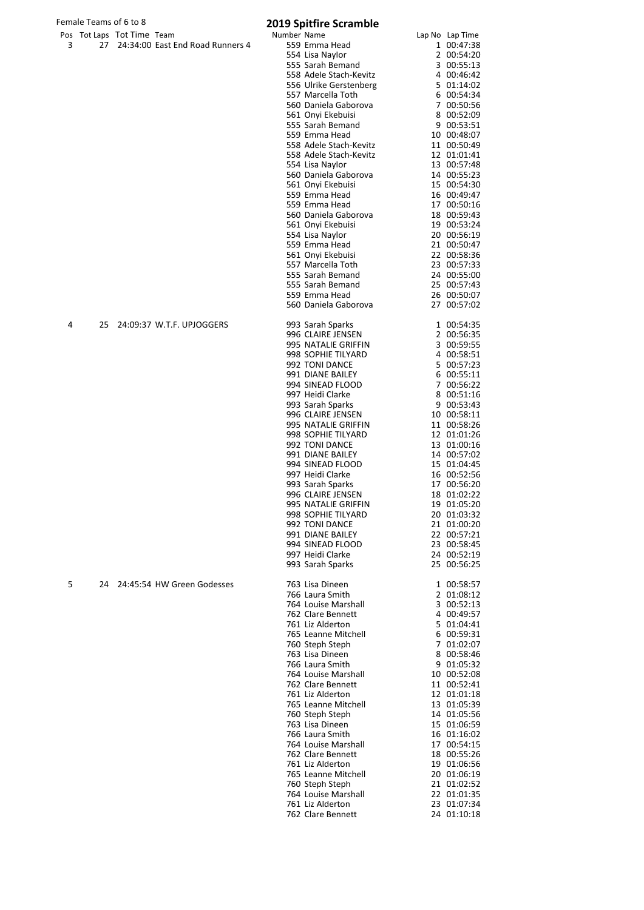Female Teams of 6 to 8

# 2019 Spitfire Scramble

| Pos | Tot Laps | Tot Time | Team | Number | Name | Lap No | Lap Time |
|---|---|---|---|---|---|---|---|
| 3 | 27 | 24:34:00 | East End Road Runners 4 | 559 | Emma Head | 1 | 00:47:38 |
| | | | | 554 | Lisa Naylor | 2 | 00:54:20 |
| | | | | 555 | Sarah Bemand | 3 | 00:55:13 |
| | | | | 558 | Adele Stach-Kevitz | 4 | 00:46:42 |
| | | | | 556 | Ulrike Gerstenberg | 5 | 01:14:02 |
| | | | | 557 | Marcella Toth | 6 | 00:54:34 |
| | | | | 560 | Daniela Gaborova | 7 | 00:50:56 |
| | | | | 561 | Onyi Ekebuisi | 8 | 00:52:09 |
| | | | | 555 | Sarah Bemand | 9 | 00:53:51 |
| | | | | 559 | Emma Head | 10 | 00:48:07 |
| | | | | 558 | Adele Stach-Kevitz | 11 | 00:50:49 |
| | | | | 558 | Adele Stach-Kevitz | 12 | 01:01:41 |
| | | | | 554 | Lisa Naylor | 13 | 00:57:48 |
| | | | | 560 | Daniela Gaborova | 14 | 00:55:23 |
| | | | | 561 | Onyi Ekebuisi | 15 | 00:54:30 |
| | | | | 559 | Emma Head | 16 | 00:49:47 |
| | | | | 559 | Emma Head | 17 | 00:50:16 |
| | | | | 560 | Daniela Gaborova | 18 | 00:59:43 |
| | | | | 561 | Onyi Ekebuisi | 19 | 00:53:24 |
| | | | | 554 | Lisa Naylor | 20 | 00:56:19 |
| | | | | 559 | Emma Head | 21 | 00:50:47 |
| | | | | 561 | Onyi Ekebuisi | 22 | 00:58:36 |
| | | | | 557 | Marcella Toth | 23 | 00:57:33 |
| | | | | 555 | Sarah Bemand | 24 | 00:55:00 |
| | | | | 555 | Sarah Bemand | 25 | 00:57:43 |
| | | | | 559 | Emma Head | 26 | 00:50:07 |
| | | | | 560 | Daniela Gaborova | 27 | 00:57:02 |
| 4 | 25 | 24:09:37 | W.T.F. UPJOGGERS | 993 | Sarah Sparks | 1 | 00:54:35 |
| | | | | 996 | CLAIRE JENSEN | 2 | 00:56:35 |
| | | | | 995 | NATALIE GRIFFIN | 3 | 00:59:55 |
| | | | | 998 | SOPHIE TILYARD | 4 | 00:58:51 |
| | | | | 992 | TONI DANCE | 5 | 00:57:23 |
| | | | | 991 | DIANE BAILEY | 6 | 00:55:11 |
| | | | | 994 | SINEAD FLOOD | 7 | 00:56:22 |
| | | | | 997 | Heidi Clarke | 8 | 00:51:16 |
| | | | | 993 | Sarah Sparks | 9 | 00:53:43 |
| | | | | 996 | CLAIRE JENSEN | 10 | 00:58:11 |
| | | | | 995 | NATALIE GRIFFIN | 11 | 00:58:26 |
| | | | | 998 | SOPHIE TILYARD | 12 | 01:01:26 |
| | | | | 992 | TONI DANCE | 13 | 01:00:16 |
| | | | | 991 | DIANE BAILEY | 14 | 00:57:02 |
| | | | | 994 | SINEAD FLOOD | 15 | 01:04:45 |
| | | | | 997 | Heidi Clarke | 16 | 00:52:56 |
| | | | | 993 | Sarah Sparks | 17 | 00:56:20 |
| | | | | 996 | CLAIRE JENSEN | 18 | 01:02:22 |
| | | | | 995 | NATALIE GRIFFIN | 19 | 01:05:20 |
| | | | | 998 | SOPHIE TILYARD | 20 | 01:03:32 |
| | | | | 992 | TONI DANCE | 21 | 01:00:20 |
| | | | | 991 | DIANE BAILEY | 22 | 00:57:21 |
| | | | | 994 | SINEAD FLOOD | 23 | 00:58:45 |
| | | | | 997 | Heidi Clarke | 24 | 00:52:19 |
| | | | | 993 | Sarah Sparks | 25 | 00:56:25 |
| 5 | 24 | 24:45:54 | HW Green Godesses | 763 | Lisa Dineen | 1 | 00:58:57 |
| | | | | 766 | Laura Smith | 2 | 01:08:12 |
| | | | | 764 | Louise Marshall | 3 | 00:52:13 |
| | | | | 762 | Clare Bennett | 4 | 00:49:57 |
| | | | | 761 | Liz Alderton | 5 | 01:04:41 |
| | | | | 765 | Leanne Mitchell | 6 | 00:59:31 |
| | | | | 760 | Steph Steph | 7 | 01:02:07 |
| | | | | 763 | Lisa Dineen | 8 | 00:58:46 |
| | | | | 766 | Laura Smith | 9 | 01:05:32 |
| | | | | 764 | Louise Marshall | 10 | 00:52:08 |
| | | | | 762 | Clare Bennett | 11 | 00:52:41 |
| | | | | 761 | Liz Alderton | 12 | 01:01:18 |
| | | | | 765 | Leanne Mitchell | 13 | 01:05:39 |
| | | | | 760 | Steph Steph | 14 | 01:05:56 |
| | | | | 763 | Lisa Dineen | 15 | 01:06:59 |
| | | | | 766 | Laura Smith | 16 | 01:16:02 |
| | | | | 764 | Louise Marshall | 17 | 00:54:15 |
| | | | | 762 | Clare Bennett | 18 | 00:55:26 |
| | | | | 761 | Liz Alderton | 19 | 01:06:56 |
| | | | | 765 | Leanne Mitchell | 20 | 01:06:19 |
| | | | | 760 | Steph Steph | 21 | 01:02:52 |
| | | | | 764 | Louise Marshall | 22 | 01:01:35 |
| | | | | 761 | Liz Alderton | 23 | 01:07:34 |
| | | | | 762 | Clare Bennett | 24 | 01:10:18 |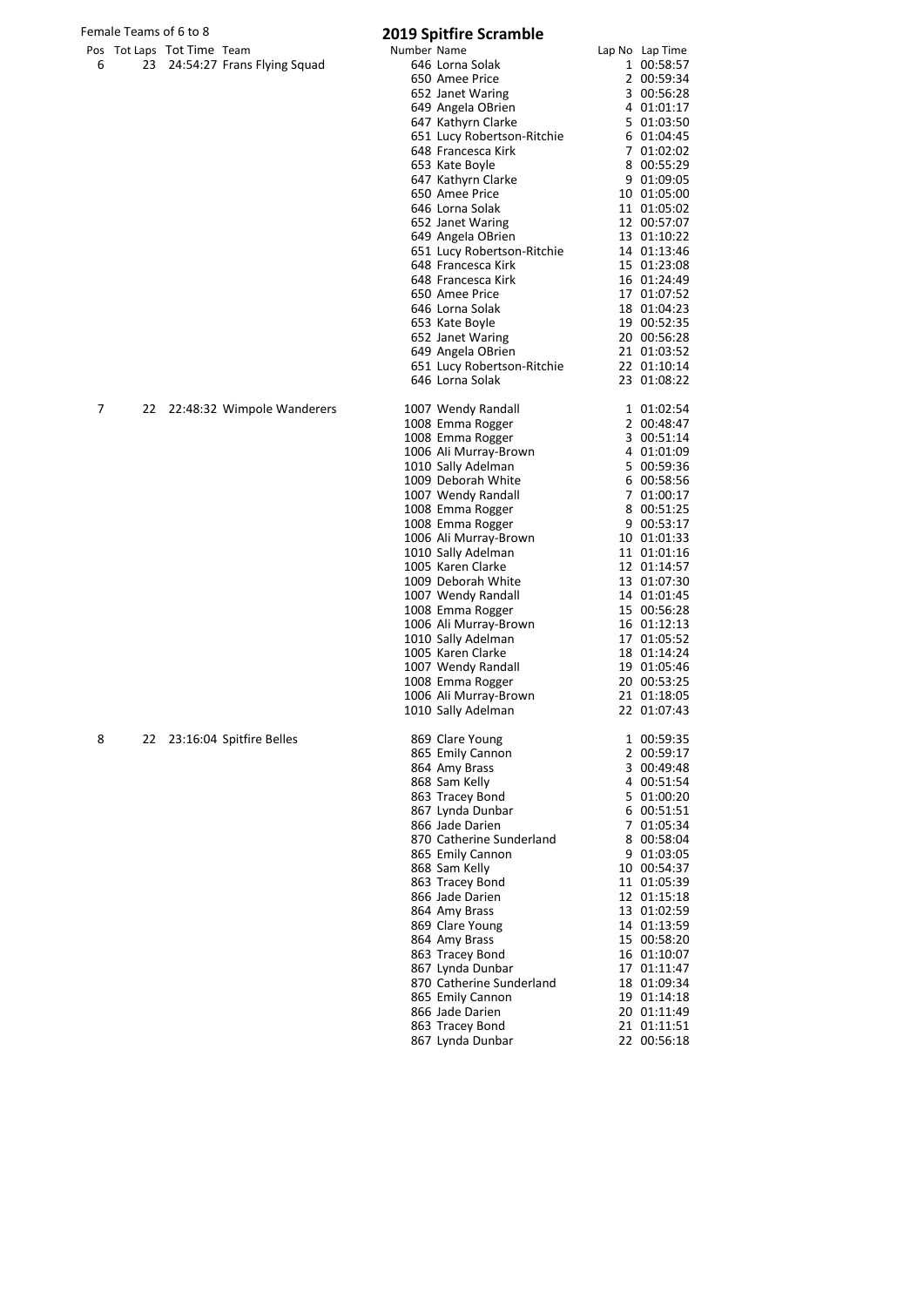Female Teams of 6 to 8

# 2019 Spitfire Scramble

| Pos | Tot Laps | Tot Time | Team | Number | Name | Lap No | Lap Time |
|---|---|---|---|---|---|---|---|
| 6 | 23 | 24:54:27 | Frans Flying Squad | 646 | Lorna Solak | 1 | 00:58:57 |
| | | | | 650 | Amee Price | 2 | 00:59:34 |
| | | | | 652 | Janet Waring | 3 | 00:56:28 |
| | | | | 649 | Angela OBrien | 4 | 01:01:17 |
| | | | | 647 | Kathyrn Clarke | 5 | 01:03:50 |
| | | | | 651 | Lucy Robertson-Ritchie | 6 | 01:04:45 |
| | | | | 648 | Francesca Kirk | 7 | 01:02:02 |
| | | | | 653 | Kate Boyle | 8 | 00:55:29 |
| | | | | 647 | Kathyrn Clarke | 9 | 01:09:05 |
| | | | | 650 | Amee Price | 10 | 01:05:00 |
| | | | | 646 | Lorna Solak | 11 | 01:05:02 |
| | | | | 652 | Janet Waring | 12 | 00:57:07 |
| | | | | 649 | Angela OBrien | 13 | 01:10:22 |
| | | | | 651 | Lucy Robertson-Ritchie | 14 | 01:13:46 |
| | | | | 648 | Francesca Kirk | 15 | 01:23:08 |
| | | | | 648 | Francesca Kirk | 16 | 01:24:49 |
| | | | | 650 | Amee Price | 17 | 01:07:52 |
| | | | | 646 | Lorna Solak | 18 | 01:04:23 |
| | | | | 653 | Kate Boyle | 19 | 00:52:35 |
| | | | | 652 | Janet Waring | 20 | 00:56:28 |
| | | | | 649 | Angela OBrien | 21 | 01:03:52 |
| | | | | 651 | Lucy Robertson-Ritchie | 22 | 01:10:14 |
| | | | | 646 | Lorna Solak | 23 | 01:08:22 |
| 7 | 22 | 22:48:32 | Wimpole Wanderers | 1007 | Wendy Randall | 1 | 01:02:54 |
| | | | | 1008 | Emma Rogger | 2 | 00:48:47 |
| | | | | 1008 | Emma Rogger | 3 | 00:51:14 |
| | | | | 1006 | Ali Murray-Brown | 4 | 01:01:09 |
| | | | | 1010 | Sally Adelman | 5 | 00:59:36 |
| | | | | 1009 | Deborah White | 6 | 00:58:56 |
| | | | | 1007 | Wendy Randall | 7 | 01:00:17 |
| | | | | 1008 | Emma Rogger | 8 | 00:51:25 |
| | | | | 1008 | Emma Rogger | 9 | 00:53:17 |
| | | | | 1006 | Ali Murray-Brown | 10 | 01:01:33 |
| | | | | 1010 | Sally Adelman | 11 | 01:01:16 |
| | | | | 1005 | Karen Clarke | 12 | 01:14:57 |
| | | | | 1009 | Deborah White | 13 | 01:07:30 |
| | | | | 1007 | Wendy Randall | 14 | 01:01:45 |
| | | | | 1008 | Emma Rogger | 15 | 00:56:28 |
| | | | | 1006 | Ali Murray-Brown | 16 | 01:12:13 |
| | | | | 1010 | Sally Adelman | 17 | 01:05:52 |
| | | | | 1005 | Karen Clarke | 18 | 01:14:24 |
| | | | | 1007 | Wendy Randall | 19 | 01:05:46 |
| | | | | 1008 | Emma Rogger | 20 | 00:53:25 |
| | | | | 1006 | Ali Murray-Brown | 21 | 01:18:05 |
| | | | | 1010 | Sally Adelman | 22 | 01:07:43 |
| 8 | 22 | 23:16:04 | Spitfire Belles | 869 | Clare Young | 1 | 00:59:35 |
| | | | | 865 | Emily Cannon | 2 | 00:59:17 |
| | | | | 864 | Amy Brass | 3 | 00:49:48 |
| | | | | 868 | Sam Kelly | 4 | 00:51:54 |
| | | | | 863 | Tracey Bond | 5 | 01:00:20 |
| | | | | 867 | Lynda Dunbar | 6 | 00:51:51 |
| | | | | 866 | Jade Darien | 7 | 01:05:34 |
| | | | | 870 | Catherine Sunderland | 8 | 00:58:04 |
| | | | | 865 | Emily Cannon | 9 | 01:03:05 |
| | | | | 868 | Sam Kelly | 10 | 00:54:37 |
| | | | | 863 | Tracey Bond | 11 | 01:05:39 |
| | | | | 866 | Jade Darien | 12 | 01:15:18 |
| | | | | 864 | Amy Brass | 13 | 01:02:59 |
| | | | | 869 | Clare Young | 14 | 01:13:59 |
| | | | | 864 | Amy Brass | 15 | 00:58:20 |
| | | | | 863 | Tracey Bond | 16 | 01:10:07 |
| | | | | 867 | Lynda Dunbar | 17 | 01:11:47 |
| | | | | 870 | Catherine Sunderland | 18 | 01:09:34 |
| | | | | 865 | Emily Cannon | 19 | 01:14:18 |
| | | | | 866 | Jade Darien | 20 | 01:11:49 |
| | | | | 863 | Tracey Bond | 21 | 01:11:51 |
| | | | | 867 | Lynda Dunbar | 22 | 00:56:18 |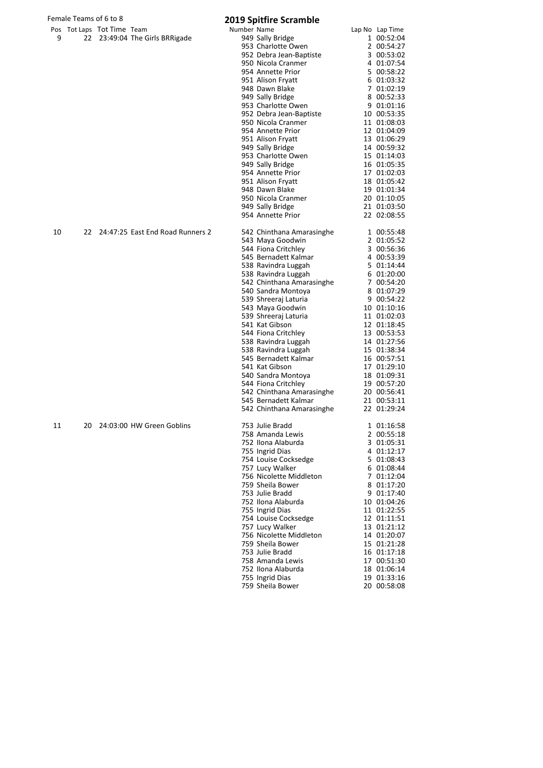Female Teams of 6 to 8

# 2019 Spitfire Scramble

| Pos | Tot Laps | Tot Time | Team | Number | Name | Lap No | Lap Time |
|---|---|---|---|---|---|---|---|
| 9 | 22 | 23:49:04 | The Girls BRRigade | 949 | Sally Bridge | 1 | 00:52:04 |
| | | | | 953 | Charlotte Owen | 2 | 00:54:27 |
| | | | | 952 | Debra Jean-Baptiste | 3 | 00:53:02 |
| | | | | 950 | Nicola Cranmer | 4 | 01:07:54 |
| | | | | 954 | Annette Prior | 5 | 00:58:22 |
| | | | | 951 | Alison Fryatt | 6 | 01:03:32 |
| | | | | 948 | Dawn Blake | 7 | 01:02:19 |
| | | | | 949 | Sally Bridge | 8 | 00:52:33 |
| | | | | 953 | Charlotte Owen | 9 | 01:01:16 |
| | | | | 952 | Debra Jean-Baptiste | 10 | 00:53:35 |
| | | | | 950 | Nicola Cranmer | 11 | 01:08:03 |
| | | | | 954 | Annette Prior | 12 | 01:04:09 |
| | | | | 951 | Alison Fryatt | 13 | 01:06:29 |
| | | | | 949 | Sally Bridge | 14 | 00:59:32 |
| | | | | 953 | Charlotte Owen | 15 | 01:14:03 |
| | | | | 949 | Sally Bridge | 16 | 01:05:35 |
| | | | | 954 | Annette Prior | 17 | 01:02:03 |
| | | | | 951 | Alison Fryatt | 18 | 01:05:42 |
| | | | | 948 | Dawn Blake | 19 | 01:01:34 |
| | | | | 950 | Nicola Cranmer | 20 | 01:10:05 |
| | | | | 949 | Sally Bridge | 21 | 01:03:50 |
| | | | | 954 | Annette Prior | 22 | 02:08:55 |
| 10 | 22 | 24:47:25 | East End Road Runners 2 | 542 | Chinthana Amarasinghe | 1 | 00:55:48 |
| | | | | 543 | Maya Goodwin | 2 | 01:05:52 |
| | | | | 544 | Fiona Critchley | 3 | 00:56:36 |
| | | | | 545 | Bernadett Kalmar | 4 | 00:53:39 |
| | | | | 538 | Ravindra Luggah | 5 | 01:14:44 |
| | | | | 538 | Ravindra Luggah | 6 | 01:20:00 |
| | | | | 542 | Chinthana Amarasinghe | 7 | 00:54:20 |
| | | | | 540 | Sandra Montoya | 8 | 01:07:29 |
| | | | | 539 | Shreeraj Laturia | 9 | 00:54:22 |
| | | | | 543 | Maya Goodwin | 10 | 01:10:16 |
| | | | | 539 | Shreeraj Laturia | 11 | 01:02:03 |
| | | | | 541 | Kat Gibson | 12 | 01:18:45 |
| | | | | 544 | Fiona Critchley | 13 | 00:53:53 |
| | | | | 538 | Ravindra Luggah | 14 | 01:27:56 |
| | | | | 538 | Ravindra Luggah | 15 | 01:38:34 |
| | | | | 545 | Bernadett Kalmar | 16 | 00:57:51 |
| | | | | 541 | Kat Gibson | 17 | 01:29:10 |
| | | | | 540 | Sandra Montoya | 18 | 01:09:31 |
| | | | | 544 | Fiona Critchley | 19 | 00:57:20 |
| | | | | 542 | Chinthana Amarasinghe | 20 | 00:56:41 |
| | | | | 545 | Bernadett Kalmar | 21 | 00:53:11 |
| | | | | 542 | Chinthana Amarasinghe | 22 | 01:29:24 |
| 11 | 20 | 24:03:00 | HW Green Goblins | 753 | Julie Bradd | 1 | 01:16:58 |
| | | | | 758 | Amanda Lewis | 2 | 00:55:18 |
| | | | | 752 | Ilona Alaburda | 3 | 01:05:31 |
| | | | | 755 | Ingrid Dias | 4 | 01:12:17 |
| | | | | 754 | Louise Cocksedge | 5 | 01:08:43 |
| | | | | 757 | Lucy Walker | 6 | 01:08:44 |
| | | | | 756 | Nicolette Middleton | 7 | 01:12:04 |
| | | | | 759 | Sheila Bower | 8 | 01:17:20 |
| | | | | 753 | Julie Bradd | 9 | 01:17:40 |
| | | | | 752 | Ilona Alaburda | 10 | 01:04:26 |
| | | | | 755 | Ingrid Dias | 11 | 01:22:55 |
| | | | | 754 | Louise Cocksedge | 12 | 01:11:51 |
| | | | | 757 | Lucy Walker | 13 | 01:21:12 |
| | | | | 756 | Nicolette Middleton | 14 | 01:20:07 |
| | | | | 759 | Sheila Bower | 15 | 01:21:28 |
| | | | | 753 | Julie Bradd | 16 | 01:17:18 |
| | | | | 758 | Amanda Lewis | 17 | 00:51:30 |
| | | | | 752 | Ilona Alaburda | 18 | 01:06:14 |
| | | | | 755 | Ingrid Dias | 19 | 01:33:16 |
| | | | | 759 | Sheila Bower | 20 | 00:58:08 |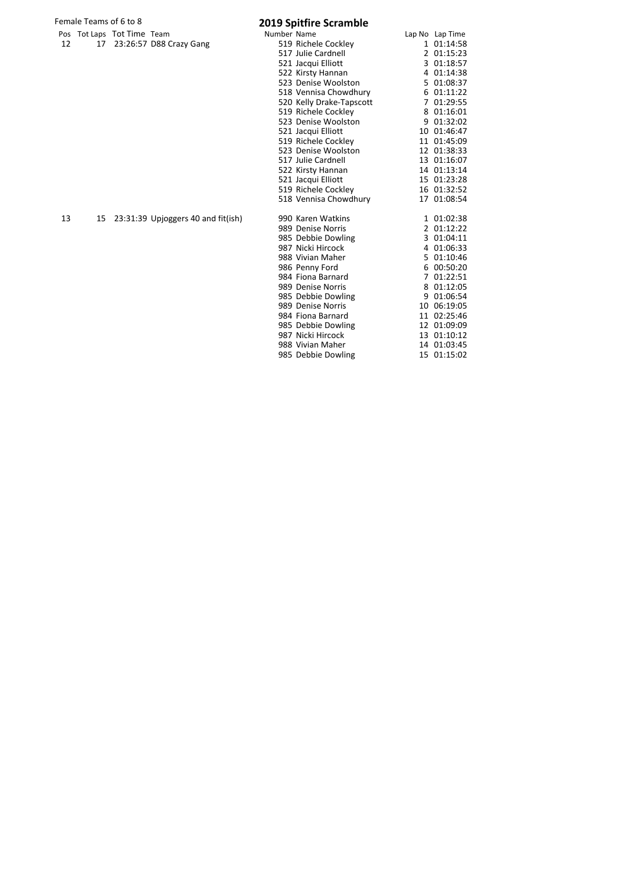Female Teams of 6 to 8

# 2019 Spitfire Scramble

| Pos | Tot Laps | Tot Time | Team | Number | Name | Lap No | Lap Time |
|---|---|---|---|---|---|---|---|
| 12 | 17 | 23:26:57 | D88 Crazy Gang | 519 | Richele Cockley | 1 | 01:14:58 |
| | | | | 517 | Julie Cardnell | 2 | 01:15:23 |
| | | | | 521 | Jacqui Elliott | 3 | 01:18:57 |
| | | | | 522 | Kirsty Hannan | 4 | 01:14:38 |
| | | | | 523 | Denise Woolston | 5 | 01:08:37 |
| | | | | 518 | Vennisa Chowdhury | 6 | 01:11:22 |
| | | | | 520 | Kelly Drake-Tapscott | 7 | 01:29:55 |
| | | | | 519 | Richele Cockley | 8 | 01:16:01 |
| | | | | 523 | Denise Woolston | 9 | 01:32:02 |
| | | | | 521 | Jacqui Elliott | 10 | 01:46:47 |
| | | | | 519 | Richele Cockley | 11 | 01:45:09 |
| | | | | 523 | Denise Woolston | 12 | 01:38:33 |
| | | | | 517 | Julie Cardnell | 13 | 01:16:07 |
| | | | | 522 | Kirsty Hannan | 14 | 01:13:14 |
| | | | | 521 | Jacqui Elliott | 15 | 01:23:28 |
| | | | | 519 | Richele Cockley | 16 | 01:32:52 |
| | | | | 518 | Vennisa Chowdhury | 17 | 01:08:54 |
| 13 | 15 | 23:31:39 | Upjoggers 40 and fit(ish) | 990 | Karen Watkins | 1 | 01:02:38 |
| | | | | 989 | Denise Norris | 2 | 01:12:22 |
| | | | | 985 | Debbie Dowling | 3 | 01:04:11 |
| | | | | 987 | Nicki Hircock | 4 | 01:06:33 |
| | | | | 988 | Vivian Maher | 5 | 01:10:46 |
| | | | | 986 | Penny Ford | 6 | 00:50:20 |
| | | | | 984 | Fiona Barnard | 7 | 01:22:51 |
| | | | | 989 | Denise Norris | 8 | 01:12:05 |
| | | | | 985 | Debbie Dowling | 9 | 01:06:54 |
| | | | | 989 | Denise Norris | 10 | 06:19:05 |
| | | | | 984 | Fiona Barnard | 11 | 02:25:46 |
| | | | | 985 | Debbie Dowling | 12 | 01:09:09 |
| | | | | 987 | Nicki Hircock | 13 | 01:10:12 |
| | | | | 988 | Vivian Maher | 14 | 01:03:45 |
| | | | | 985 | Debbie Dowling | 15 | 01:15:02 |